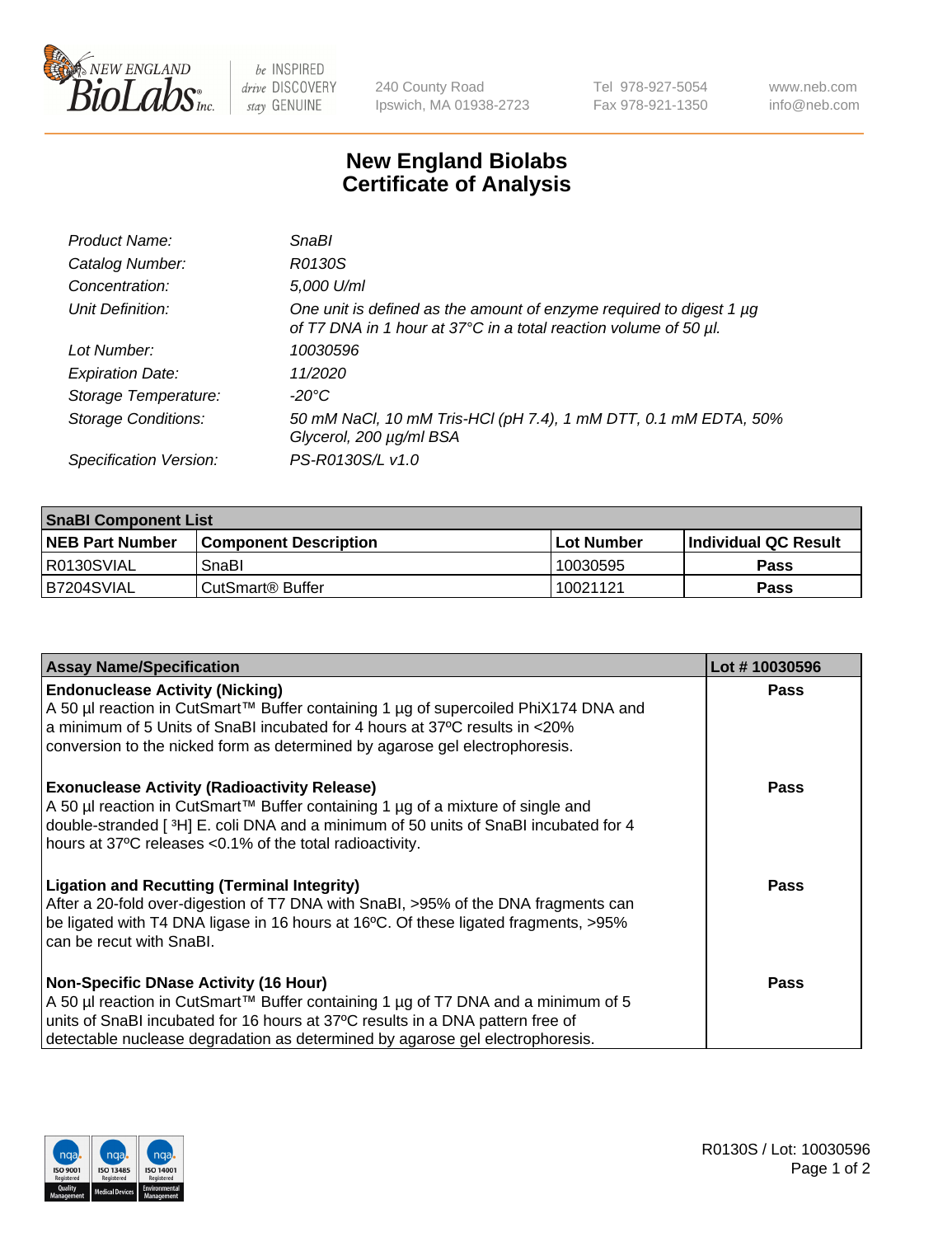New England BioLabs Inc. — be INSPIRED drive DISCOVERY stay GENUINE

240 County Road
Ipswich, MA 01938-2723

Tel 978-927-5054
Fax 978-921-1350

www.neb.com
info@neb.com

# New England Biolabs
# Certificate of Analysis

| | |
|---|---|
| *Product Name:* | *SnaBI* |
| *Catalog Number:* | *R0130S* |
| *Concentration:* | *5,000 U/ml* |
| *Unit Definition:* | *One unit is defined as the amount of enzyme required to digest 1 µg of T7 DNA in 1 hour at 37°C in a total reaction volume of 50 µl.* |
| *Lot Number:* | *10030596* |
| *Expiration Date:* | *11/2020* |
| *Storage Temperature:* | *-20°C* |
| *Storage Conditions:* | *50 mM NaCl, 10 mM Tris-HCl (pH 7.4), 1 mM DTT, 0.1 mM EDTA, 50% Glycerol, 200 µg/ml BSA* |
| *Specification Version:* | *PS-R0130S/L v1.0* |

| **SnaBI Component List** | | | |
|---|---|---|---|
| **NEB Part Number** | **Component Description** | **Lot Number** | **Individual QC Result** |
| R0130SVIAL | SnaBI | 10030595 | **Pass** |
| B7204SVIAL | CutSmart® Buffer | 10021121 | **Pass** |

| **Assay Name/Specification** | **Lot # 10030596** |
|---|---|
| **Endonuclease Activity (Nicking)** A 50 µl reaction in CutSmart™ Buffer containing 1 µg of supercoiled PhiX174 DNA and a minimum of 5 Units of SnaBI incubated for 4 hours at 37ºC results in <20% conversion to the nicked form as determined by agarose gel electrophoresis. | **Pass** |
| **Exonuclease Activity (Radioactivity Release)** A 50 µl reaction in CutSmart™ Buffer containing 1 µg of a mixture of single and double-stranded [ $^{3}$H] E. coli DNA and a minimum of 50 units of SnaBI incubated for 4 hours at 37ºC releases <0.1% of the total radioactivity. | **Pass** |
| **Ligation and Recutting (Terminal Integrity)** After a 20-fold over-digestion of T7 DNA with SnaBI, >95% of the DNA fragments can be ligated with T4 DNA ligase in 16 hours at 16ºC. Of these ligated fragments, >95% can be recut with SnaBI. | **Pass** |
| **Non-Specific DNase Activity (16 Hour)** A 50 µl reaction in CutSmart™ Buffer containing 1 µg of T7 DNA and a minimum of 5 units of SnaBI incubated for 16 hours at 37ºC results in a DNA pattern free of detectable nuclease degradation as determined by agarose gel electrophoresis. | **Pass** |

R0130S / Lot: 10030596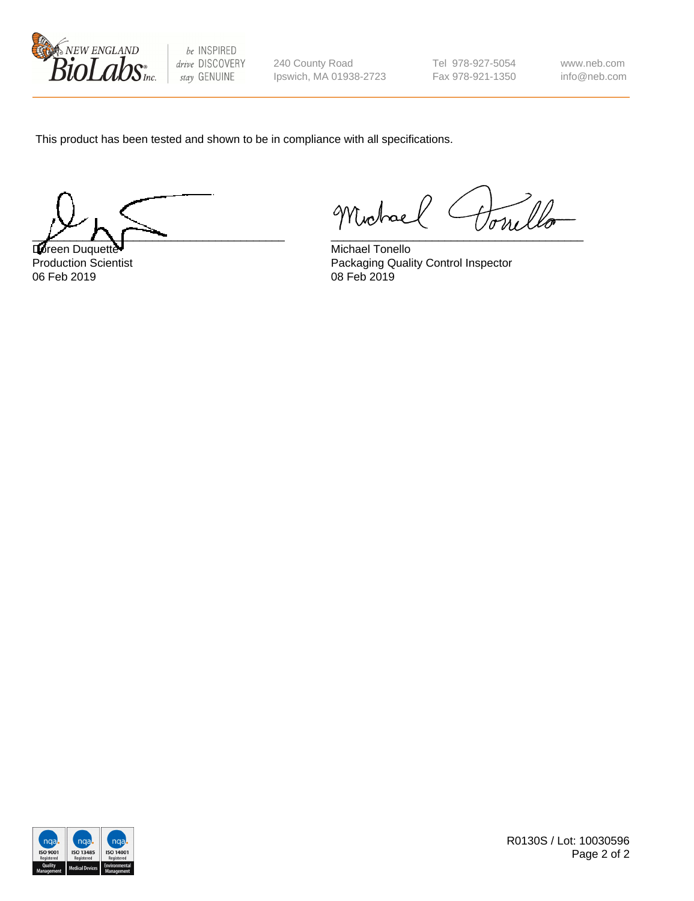This product has been tested and shown to be in compliance with all specifications.

Doreen Duquette
Production Scientist
06 Feb 2019

Michael Tonello
Packaging Quality Control Inspector
08 Feb 2019

R0130S / Lot: 10030596